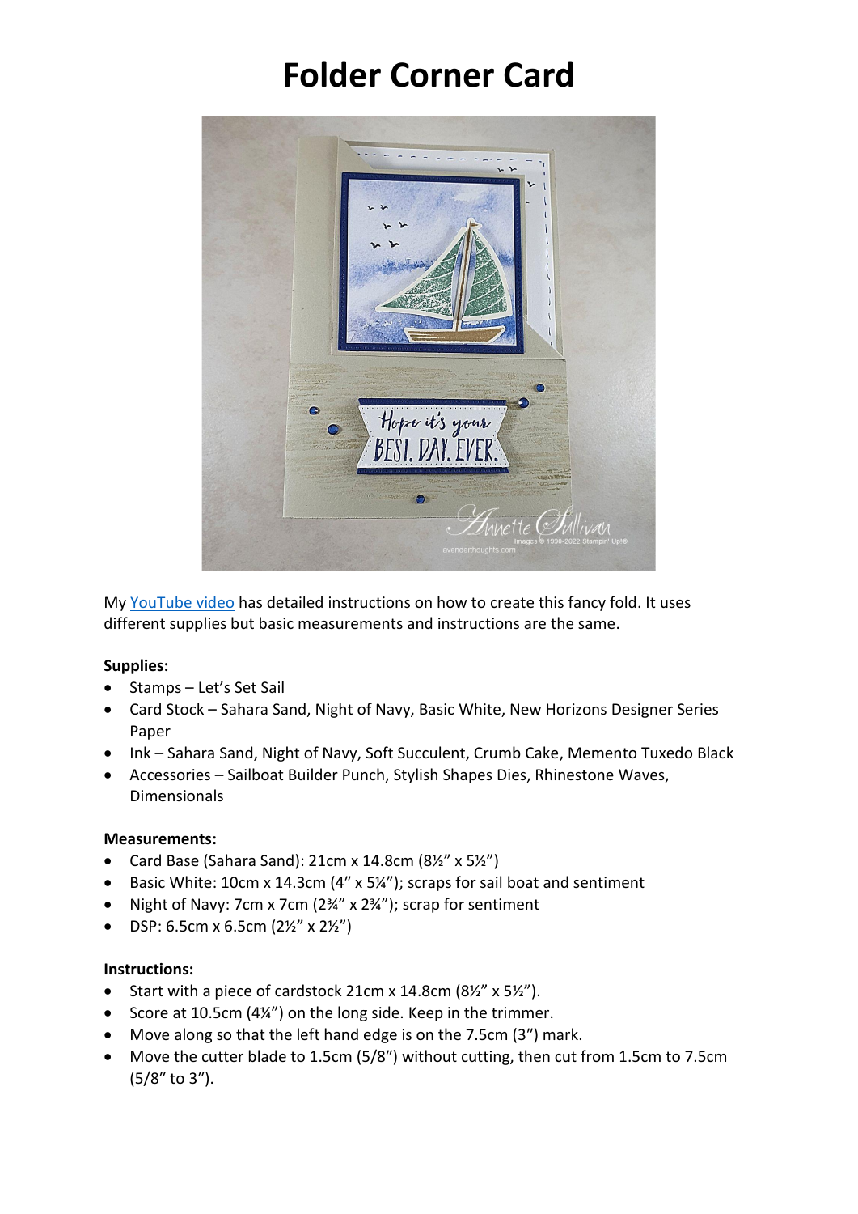# Folder Corner Card

My YouTube video has detailed instructions on how to create this fancy fold. It uses different supplies but basic measurements and instructions are the same.

**Supplies:**

- Stamps – Let's Set Sail
- Card Stock – Sahara Sand, Night of Navy, Basic White, New Horizons Designer Series Paper
- Ink – Sahara Sand, Night of Navy, Soft Succulent, Crumb Cake, Memento Tuxedo Black
- Accessories – Sailboat Builder Punch, Stylish Shapes Dies, Rhinestone Waves, Dimensionals

**Measurements:**

- Card Base (Sahara Sand): 21cm x 14.8cm (8½" x 5½")
- Basic White: 10cm x 14.3cm (4" x 5¼"); scraps for sail boat and sentiment
- Night of Navy: 7cm x 7cm (2¾" x 2¾"); scrap for sentiment
- DSP: 6.5cm x 6.5cm (2½" x 2½")

**Instructions:**

- Start with a piece of cardstock 21cm x 14.8cm (8½" x 5½").
- Score at 10.5cm (4¼") on the long side. Keep in the trimmer.
- Move along so that the left hand edge is on the 7.5cm (3") mark.
- Move the cutter blade to 1.5cm (5/8") without cutting, then cut from 1.5cm to 7.5cm (5/8" to 3").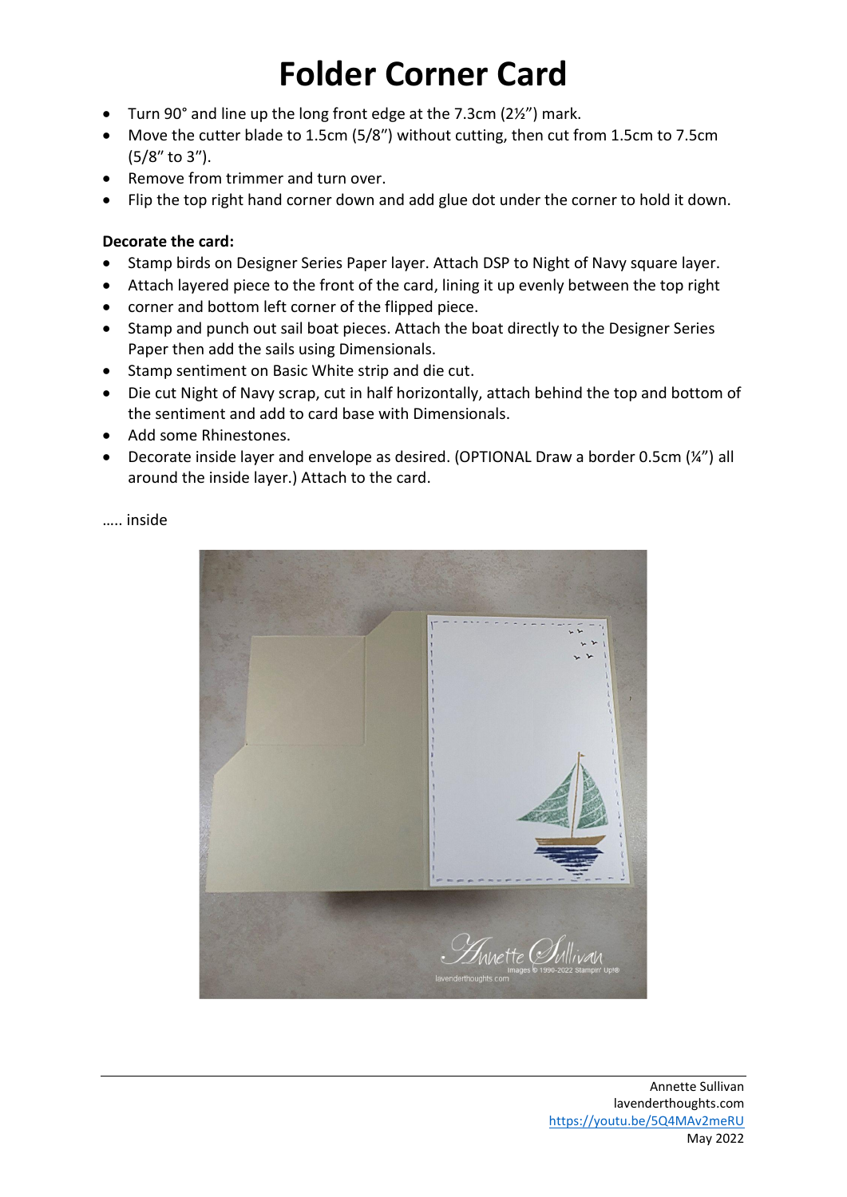# Folder Corner Card

- Turn 90° and line up the long front edge at the 7.3cm (2½") mark.
- Move the cutter blade to 1.5cm (5/8") without cutting, then cut from 1.5cm to 7.5cm (5/8" to 3").
- Remove from trimmer and turn over.
- Flip the top right hand corner down and add glue dot under the corner to hold it down.

**Decorate the card:**

- Stamp birds on Designer Series Paper layer. Attach DSP to Night of Navy square layer.
- Attach layered piece to the front of the card, lining it up evenly between the top right
- corner and bottom left corner of the flipped piece.
- Stamp and punch out sail boat pieces. Attach the boat directly to the Designer Series Paper then add the sails using Dimensionals.
- Stamp sentiment on Basic White strip and die cut.
- Die cut Night of Navy scrap, cut in half horizontally, attach behind the top and bottom of the sentiment and add to card base with Dimensionals.
- Add some Rhinestones.
- Decorate inside layer and envelope as desired. (OPTIONAL Draw a border 0.5cm (¼") all around the inside layer.) Attach to the card.

….. inside

Annette Sullivan
lavenderthoughts.com
https://youtu.be/5Q4MAv2meRU
May 2022